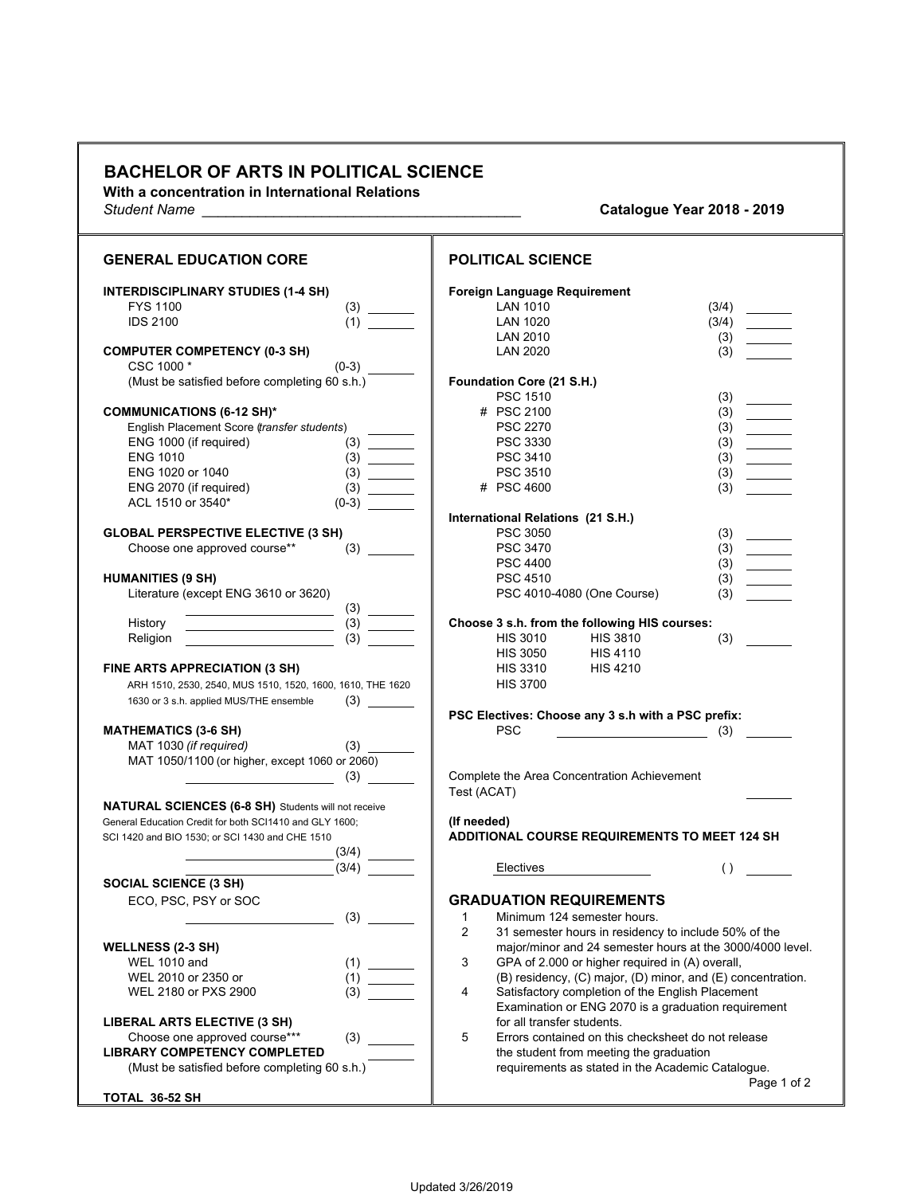# BACHELOR OF ARTS IN POLITICAL SCIENCE

**With a concentration in International Relations**

*Student Name* ________________________________________ **Catalogue Year 2018 - 2019**

## GENERAL EDUCATION CORE

**INTERDISCIPLINARY STUDIES (1-4 SH)**

| Course | SH | |
|---|---|---|
| FYS 1100 | (3) | _______ |
| IDS 2100 | (1) | _______ |

**COMPUTER COMPETENCY (0-3 SH)**

| Course | SH | |
|---|---|---|
| CSC 1000 * | (0-3) | _______ |

(Must be satisfied before completing 60 s.h.)

**COMMUNICATIONS (6-12 SH)***

| Course | SH | |
|---|---|---|
| English Placement Score (*transfer students*) | | _______ |
| ENG 1000 (if required) | (3) | _______ |
| ENG 1010 | (3) | _______ |
| ENG 1020 or 1040 | (3) | _______ |
| ENG 2070 (if required) | (3) | _______ |
| ACL 1510 or 3540* | (0-3) | _______ |

**GLOBAL PERSPECTIVE ELECTIVE (3 SH)**

| Course | SH | |
|---|---|---|
| Choose one approved course** | (3) | _______ |

**HUMANITIES (9 SH)**

| Course | SH | |
|---|---|---|
| Literature (except ENG 3610 or 3620) ____________ | (3) | _______ |
| History ____________ | (3) | _______ |
| Religion ____________ | (3) | _______ |

**FINE ARTS APPRECIATION (3 SH)**

| Course | SH | |
|---|---|---|
| ARH 1510, 2530, 2540, MUS 1510, 1520, 1600, 1610, THE 1620 1630 or 3 s.h. applied MUS/THE ensemble | (3) | _______ |

**MATHEMATICS (3-6 SH)**

| Course | SH | |
|---|---|---|
| MAT 1030 *(if required)* | (3) | _______ |
| MAT 1050/1100 (or higher, except 1060 or 2060) ____________ | (3) | _______ |

**NATURAL SCIENCES (6-8 SH)** Students will not receive General Education Credit for both SCI1410 and GLY 1600; SCI 1420 and BIO 1530; or SCI 1430 and CHE 1510

| Course | SH | |
|---|---|---|
| ____________ | (3/4) | _______ |
| ____________ | (3/4) | _______ |

**SOCIAL SCIENCE (3 SH)**

| Course | SH | |
|---|---|---|
| ECO, PSC, PSY or SOC ____________ | (3) | _______ |

**WELLNESS (2-3 SH)**

| Course | SH | |
|---|---|---|
| WEL 1010 and | (1) | _______ |
| WEL 2010 or 2350 or | (1) | _______ |
| WEL 2180 or PXS 2900 | (3) | _______ |

**LIBERAL ARTS ELECTIVE (3 SH)**

| Course | SH | |
|---|---|---|
| Choose one approved course*** | (3) | _______ |

**LIBRARY COMPETENCY COMPLETED** _______

(Must be satisfied before completing 60 s.h.)

**TOTAL 36-52 SH**

## POLITICAL SCIENCE

**Foreign Language Requirement**

| Course | SH | |
|---|---|---|
| LAN 1010 | (3/4) | _______ |
| LAN 1020 | (3/4) | _______ |
| LAN 2010 | (3) | _______ |
| LAN 2020 | (3) | _______ |

**Foundation Core (21 S.H.)**

| Course | SH | |
|---|---|---|
| PSC 1510 | (3) | _______ |
| # PSC 2100 | (3) | _______ |
| PSC 2270 | (3) | _______ |
| PSC 3330 | (3) | _______ |
| PSC 3410 | (3) | _______ |
| PSC 3510 | (3) | _______ |
| # PSC 4600 | (3) | _______ |

**International Relations (21 S.H.)**

| Course | SH | |
|---|---|---|
| PSC 3050 | (3) | _______ |
| PSC 3470 | (3) | _______ |
| PSC 4400 | (3) | _______ |
| PSC 4510 | (3) | _______ |
| PSC 4010-4080 (One Course) | (3) | _______ |

**Choose 3 s.h. from the following HIS courses:**

| Course | Course | SH | |
|---|---|---|---|
| HIS 3010 | HIS 3810 | (3) | _______ |
| HIS 3050 | HIS 4110 | | |
| HIS 3310 | HIS 4210 | | |
| HIS 3700 | | | |

**PSC Electives: Choose any 3 s.h with a PSC prefix:**

| Course | SH | |
|---|---|---|
| PSC ____________ | (3) | _______ |

Complete the Area Concentration Achievement Test (ACAT) _______

**(If needed)**
**ADDITIONAL COURSE REQUIREMENTS TO MEET 124 SH**

| Course | SH | |
|---|---|---|
| Electives ____________ | ( ) | _______ |

## GRADUATION REQUIREMENTS

1. Minimum 124 semester hours.
2. 31 semester hours in residency to include 50% of the major/minor and 24 semester hours at the 3000/4000 level.
3. GPA of 2.000 or higher required in (A) overall, (B) residency, (C) major, (D) minor, and (E) concentration.
4. Satisfactory completion of the English Placement Examination or ENG 2070 is a graduation requirement for all transfer students.
5. Errors contained on this checksheet do not release the student from meeting the graduation requirements as stated in the Academic Catalogue.

Updated 3/26/2019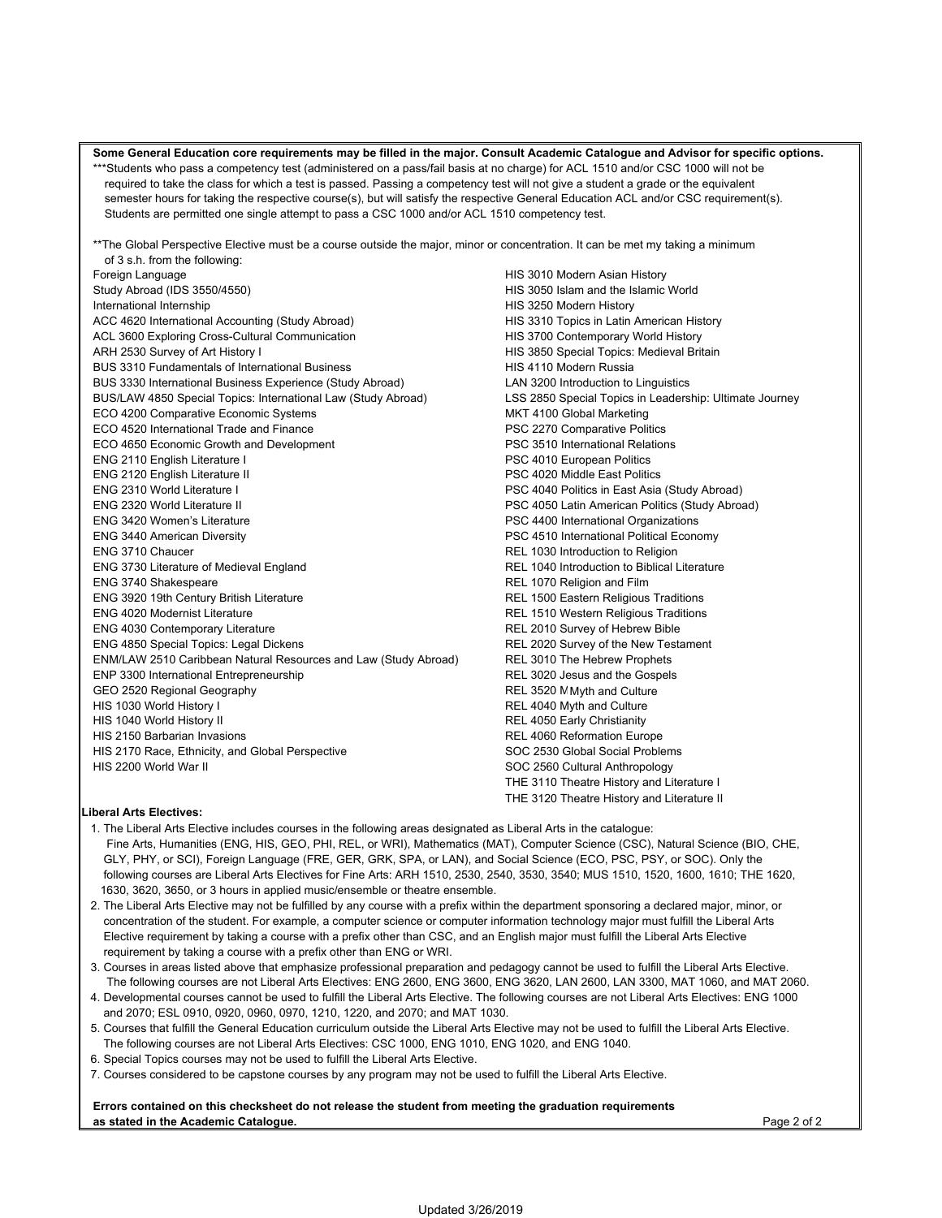**Some General Education core requirements may be filled in the major. Consult Academic Catalogue and Advisor for specific options.**

***Students who pass a competency test (administered on a pass/fail basis at no charge) for ACL 1510 and/or CSC 1000 will not be required to take the class for which a test is passed. Passing a competency test will not give a student a grade or the equivalent semester hours for taking the respective course(s), but will satisfy the respective General Education ACL and/or CSC requirement(s). Students are permitted one single attempt to pass a CSC 1000 and/or ACL 1510 competency test.

**The Global Perspective Elective must be a course outside the major, minor or concentration. It can be met my taking a minimum of 3 s.h. from the following:

- Foreign Language
- Study Abroad (IDS 3550/4550)
- International Internship
- ACC 4620 International Accounting (Study Abroad)
- ACL 3600 Exploring Cross-Cultural Communication
- ARH 2530 Survey of Art History I
- BUS 3310 Fundamentals of International Business
- BUS 3330 International Business Experience (Study Abroad)
- BUS/LAW 4850 Special Topics: International Law (Study Abroad)
- ECO 4200 Comparative Economic Systems
- ECO 4520 International Trade and Finance
- ECO 4650 Economic Growth and Development
- ENG 2110 English Literature I
- ENG 2120 English Literature II
- ENG 2310 World Literature I
- ENG 2320 World Literature II
- ENG 3420 Women's Literature
- ENG 3440 American Diversity
- ENG 3710 Chaucer
- ENG 3730 Literature of Medieval England
- ENG 3740 Shakespeare
- ENG 3920 19th Century British Literature
- ENG 4020 Modernist Literature
- ENG 4030 Contemporary Literature
- ENG 4850 Special Topics: Legal Dickens
- ENM/LAW 2510 Caribbean Natural Resources and Law (Study Abroad)
- ENP 3300 International Entrepreneurship
- GEO 2520 Regional Geography
- HIS 1030 World History I
- HIS 1040 World History II
- HIS 2150 Barbarian Invasions
- HIS 2170 Race, Ethnicity, and Global Perspective
- HIS 2200 World War II
- HIS 3010 Modern Asian History
- HIS 3050 Islam and the Islamic World
- HIS 3250 Modern History
- HIS 3310 Topics in Latin American History
- HIS 3700 Contemporary World History
- HIS 3850 Special Topics: Medieval Britain
- HIS 4110 Modern Russia
- LAN 3200 Introduction to Linguistics
- LSS 2850 Special Topics in Leadership: Ultimate Journey
- MKT 4100 Global Marketing
- PSC 2270 Comparative Politics
- PSC 3510 International Relations
- PSC 4010 European Politics
- PSC 4020 Middle East Politics
- PSC 4040 Politics in East Asia (Study Abroad)
- PSC 4050 Latin American Politics (Study Abroad)
- PSC 4400 International Organizations
- PSC 4510 International Political Economy
- REL 1030 Introduction to Religion
- REL 1040 Introduction to Biblical Literature
- REL 1070 Religion and Film
- REL 1500 Eastern Religious Traditions
- REL 1510 Western Religious Traditions
- REL 2010 Survey of Hebrew Bible
- REL 2020 Survey of the New Testament
- REL 3010 The Hebrew Prophets
- REL 3020 Jesus and the Gospels
- REL 3520 M Myth and Culture
- REL 4040 Myth and Culture
- REL 4050 Early Christianity
- REL 4060 Reformation Europe
- SOC 2530 Global Social Problems
- SOC 2560 Cultural Anthropology
- THE 3110 Theatre History and Literature I
- THE 3120 Theatre History and Literature II

**Liberal Arts Electives:**

1. The Liberal Arts Elective includes courses in the following areas designated as Liberal Arts in the catalogue: Fine Arts, Humanities (ENG, HIS, GEO, PHI, REL, or WRI), Mathematics (MAT), Computer Science (CSC), Natural Science (BIO, CHE, GLY, PHY, or SCI), Foreign Language (FRE, GER, GRK, SPA, or LAN), and Social Science (ECO, PSC, PSY, or SOC). Only the following courses are Liberal Arts Electives for Fine Arts: ARH 1510, 2530, 2540, 3530, 3540; MUS 1510, 1520, 1600, 1610; THE 1620, 1630, 3620, 3650, or 3 hours in applied music/ensemble or theatre ensemble.
2. The Liberal Arts Elective may not be fulfilled by any course with a prefix within the department sponsoring a declared major, minor, or concentration of the student. For example, a computer science or computer information technology major must fulfill the Liberal Arts Elective requirement by taking a course with a prefix other than CSC, and an English major must fulfill the Liberal Arts Elective requirement by taking a course with a prefix other than ENG or WRI.
3. Courses in areas listed above that emphasize professional preparation and pedagogy cannot be used to fulfill the Liberal Arts Elective. The following courses are not Liberal Arts Electives: ENG 2600, ENG 3600, ENG 3620, LAN 2600, LAN 3300, MAT 1060, and MAT 2060.
4. Developmental courses cannot be used to fulfill the Liberal Arts Elective. The following courses are not Liberal Arts Electives: ENG 1000 and 2070; ESL 0910, 0920, 0960, 0970, 1210, 1220, and 2070; and MAT 1030.
5. Courses that fulfill the General Education curriculum outside the Liberal Arts Elective may not be used to fulfill the Liberal Arts Elective. The following courses are not Liberal Arts Electives: CSC 1000, ENG 1010, ENG 1020, and ENG 1040.
6. Special Topics courses may not be used to fulfill the Liberal Arts Elective.
7. Courses considered to be capstone courses by any program may not be used to fulfill the Liberal Arts Elective.

**Errors contained on this checksheet do not release the student from meeting the graduation requirements as stated in the Academic Catalogue.**

Updated 3/26/2019